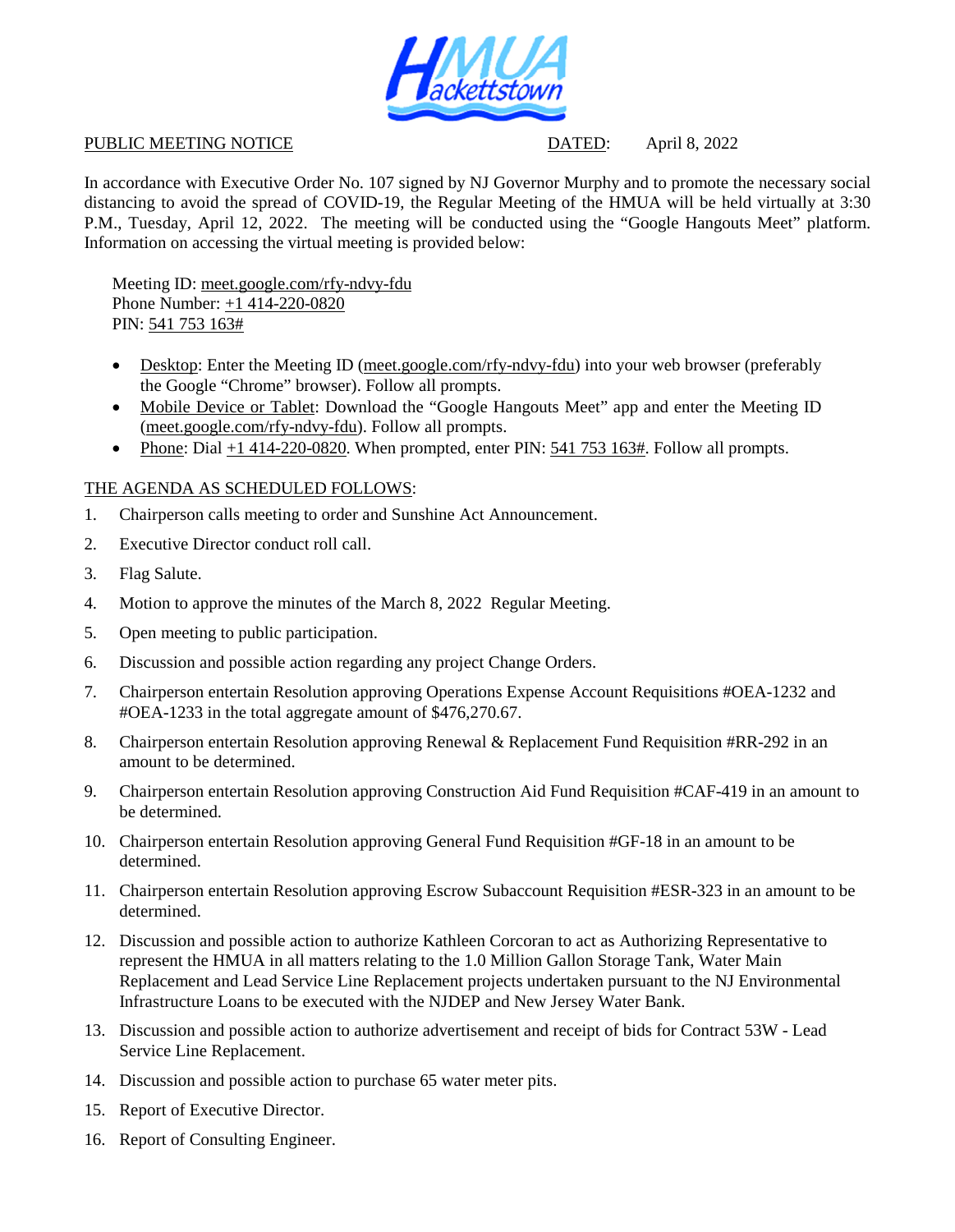HMUA Hackettstown

PUBLIC MEETING NOTICE DATED: April 8, 2022

In accordance with Executive Order No. 107 signed by NJ Governor Murphy and to promote the necessary social distancing to avoid the spread of COVID-19, the Regular Meeting of the HMUA will be held virtually at 3:30 P.M., Tuesday, April 12, 2022. The meeting will be conducted using the "Google Hangouts Meet" platform. Information on accessing the virtual meeting is provided below:

Meeting ID: meet.google.com/rfy-ndvy-fdu
Phone Number: +1 414-220-0820
PIN: 541 753 163#

- Desktop: Enter the Meeting ID (meet.google.com/rfy-ndvy-fdu) into your web browser (preferably the Google "Chrome" browser). Follow all prompts.
- Mobile Device or Tablet: Download the "Google Hangouts Meet" app and enter the Meeting ID (meet.google.com/rfy-ndvy-fdu). Follow all prompts.
- Phone: Dial +1 414-220-0820. When prompted, enter PIN: 541 753 163#. Follow all prompts.

THE AGENDA AS SCHEDULED FOLLOWS:

1. Chairperson calls meeting to order and Sunshine Act Announcement.
2. Executive Director conduct roll call.
3. Flag Salute.
4. Motion to approve the minutes of the March 8, 2022 Regular Meeting.
5. Open meeting to public participation.
6. Discussion and possible action regarding any project Change Orders.
7. Chairperson entertain Resolution approving Operations Expense Account Requisitions #OEA-1232 and #OEA-1233 in the total aggregate amount of $476,270.67.
8. Chairperson entertain Resolution approving Renewal & Replacement Fund Requisition #RR-292 in an amount to be determined.
9. Chairperson entertain Resolution approving Construction Aid Fund Requisition #CAF-419 in an amount to be determined.
10. Chairperson entertain Resolution approving General Fund Requisition #GF-18 in an amount to be determined.
11. Chairperson entertain Resolution approving Escrow Subaccount Requisition #ESR-323 in an amount to be determined.
12. Discussion and possible action to authorize Kathleen Corcoran to act as Authorizing Representative to represent the HMUA in all matters relating to the 1.0 Million Gallon Storage Tank, Water Main Replacement and Lead Service Line Replacement projects undertaken pursuant to the NJ Environmental Infrastructure Loans to be executed with the NJDEP and New Jersey Water Bank.
13. Discussion and possible action to authorize advertisement and receipt of bids for Contract 53W - Lead Service Line Replacement.
14. Discussion and possible action to purchase 65 water meter pits.
15. Report of Executive Director.
16. Report of Consulting Engineer.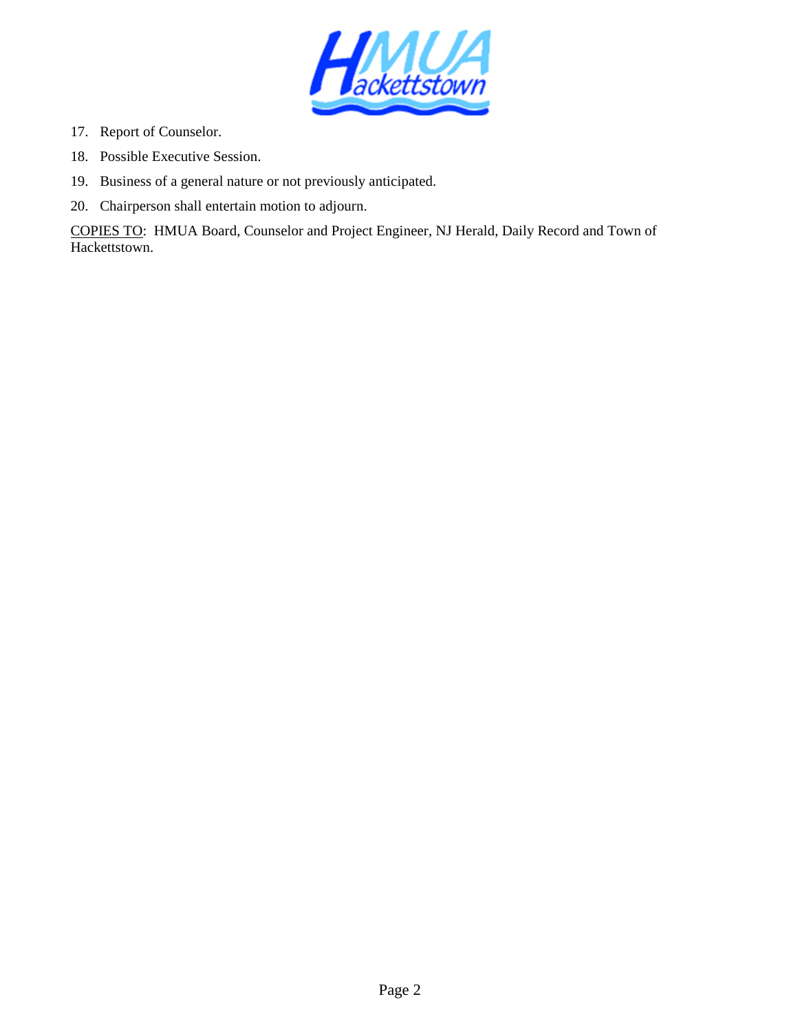17. Report of Counselor.
18. Possible Executive Session.
19. Business of a general nature or not previously anticipated.
20. Chairperson shall entertain motion to adjourn.

COPIES TO: HMUA Board, Counselor and Project Engineer, NJ Herald, Daily Record and Town of Hackettstown.